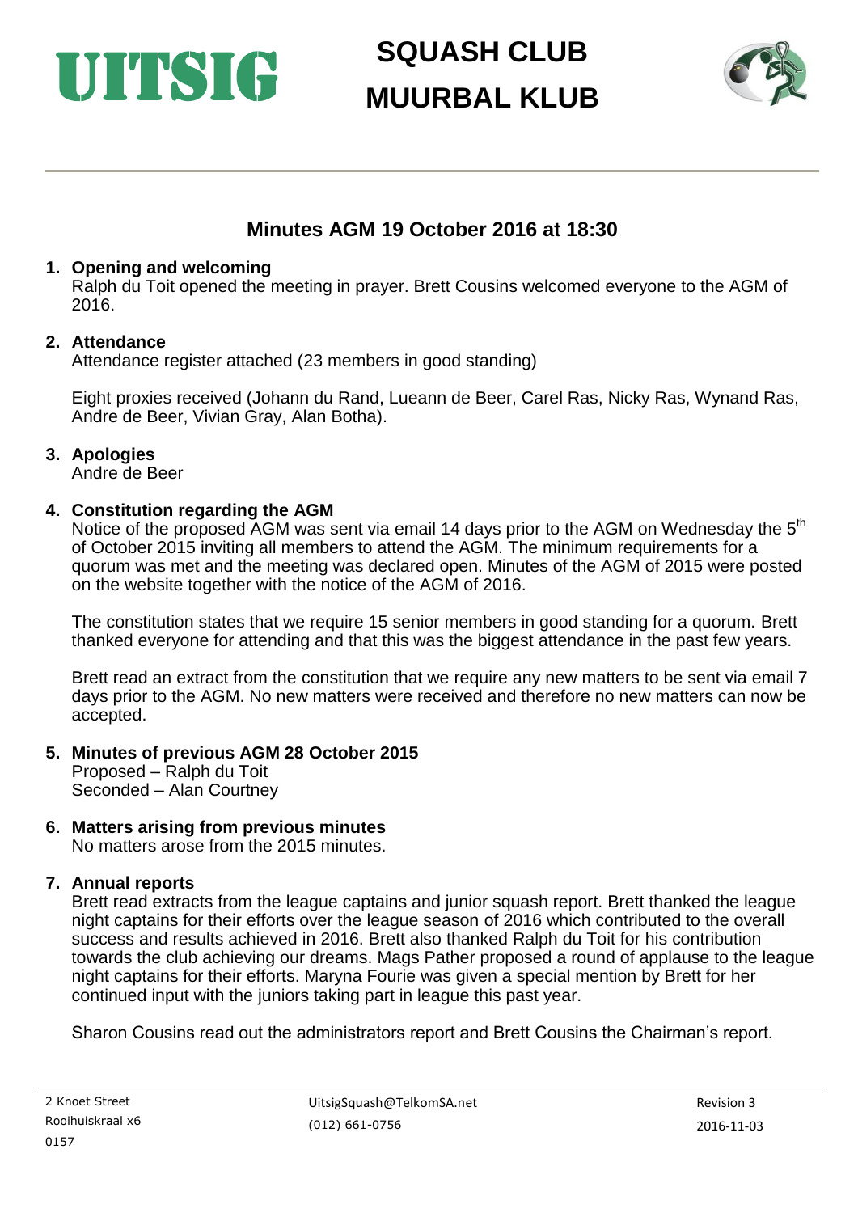UITSIG

# SQUASH CLUB
# MUURBAL KLUB

## Minutes AGM 19 October 2016 at 18:30

1. **Opening and welcoming**
   Ralph du Toit opened the meeting in prayer. Brett Cousins welcomed everyone to the AGM of 2016.

2. **Attendance**
   Attendance register attached (23 members in good standing)

   Eight proxies received (Johann du Rand, Lueann de Beer, Carel Ras, Nicky Ras, Wynand Ras, Andre de Beer, Vivian Gray, Alan Botha).

3. **Apologies**
   Andre de Beer

4. **Constitution regarding the AGM**
   Notice of the proposed AGM was sent via email 14 days prior to the AGM on Wednesday the 5th of October 2015 inviting all members to attend the AGM. The minimum requirements for a quorum was met and the meeting was declared open. Minutes of the AGM of 2015 were posted on the website together with the notice of the AGM of 2016.

   The constitution states that we require 15 senior members in good standing for a quorum. Brett thanked everyone for attending and that this was the biggest attendance in the past few years.

   Brett read an extract from the constitution that we require any new matters to be sent via email 7 days prior to the AGM. No new matters were received and therefore no new matters can now be accepted.

5. **Minutes of previous AGM 28 October 2015**
   Proposed – Ralph du Toit
   Seconded – Alan Courtney

6. **Matters arising from previous minutes**
   No matters arose from the 2015 minutes.

7. **Annual reports**
   Brett read extracts from the league captains and junior squash report. Brett thanked the league night captains for their efforts over the league season of 2016 which contributed to the overall success and results achieved in 2016. Brett also thanked Ralph du Toit for his contribution towards the club achieving our dreams. Mags Pather proposed a round of applause to the league night captains for their efforts. Maryna Fourie was given a special mention by Brett for her continued input with the juniors taking part in league this past year.

   Sharon Cousins read out the administrators report and Brett Cousins the Chairman's report.

2 Knoet Street
Rooihuiskraal x6
0157

UitsigSquash@TelkomSA.net
(012) 661-0756

Revision 3
2016-11-03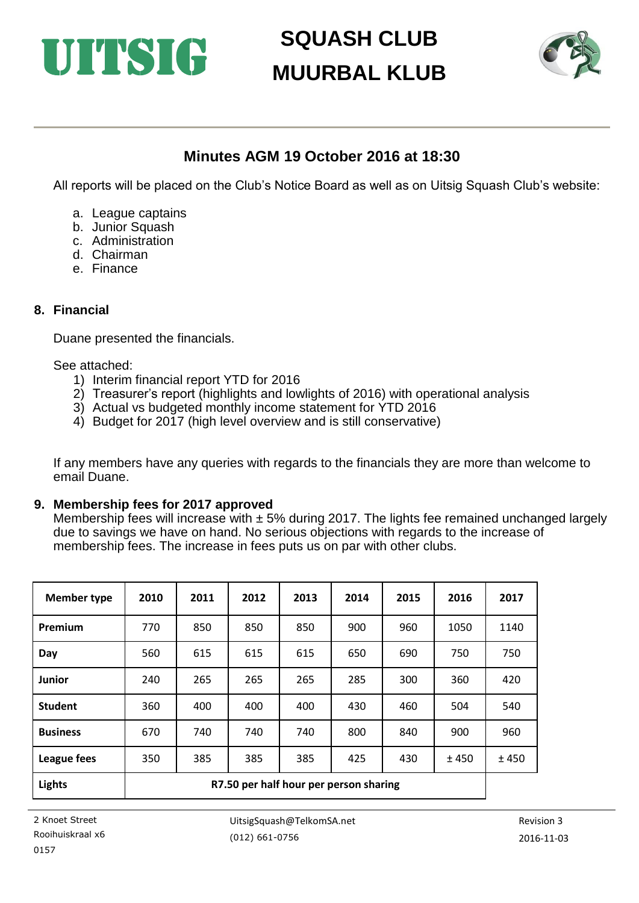# UITSIG SQUASH CLUB MUURBAL KLUB

## Minutes AGM 19 October 2016 at 18:30

All reports will be placed on the Club's Notice Board as well as on Uitsig Squash Club's website:

a. League captains
b. Junior Squash
c. Administration
d. Chairman
e. Finance

### 8. Financial

Duane presented the financials.

See attached:
1) Interim financial report YTD for 2016
2) Treasurer's report (highlights and lowlights of 2016) with operational analysis
3) Actual vs budgeted monthly income statement for YTD 2016
4) Budget for 2017 (high level overview and is still conservative)

If any members have any queries with regards to the financials they are more than welcome to email Duane.

### 9. Membership fees for 2017 approved

Membership fees will increase with ± 5% during 2017. The lights fee remained unchanged largely due to savings we have on hand. No serious objections with regards to the increase of membership fees. The increase in fees puts us on par with other clubs.

| Member type | 2010 | 2011 | 2012 | 2013 | 2014 | 2015 | 2016 | 2017 |
|---|---|---|---|---|---|---|---|---|
| **Premium** | 770 | 850 | 850 | 850 | 900 | 960 | 1050 | 1140 |
| **Day** | 560 | 615 | 615 | 615 | 650 | 690 | 750 | 750 |
| **Junior** | 240 | 265 | 265 | 265 | 285 | 300 | 360 | 420 |
| **Student** | 360 | 400 | 400 | 400 | 430 | 460 | 504 | 540 |
| **Business** | 670 | 740 | 740 | 740 | 800 | 840 | 900 | 960 |
| **League fees** | 350 | 385 | 385 | 385 | 425 | 430 | ± 450 | ± 450 |
| **Lights** | **R7.50 per half hour per person sharing** | | | | | | | |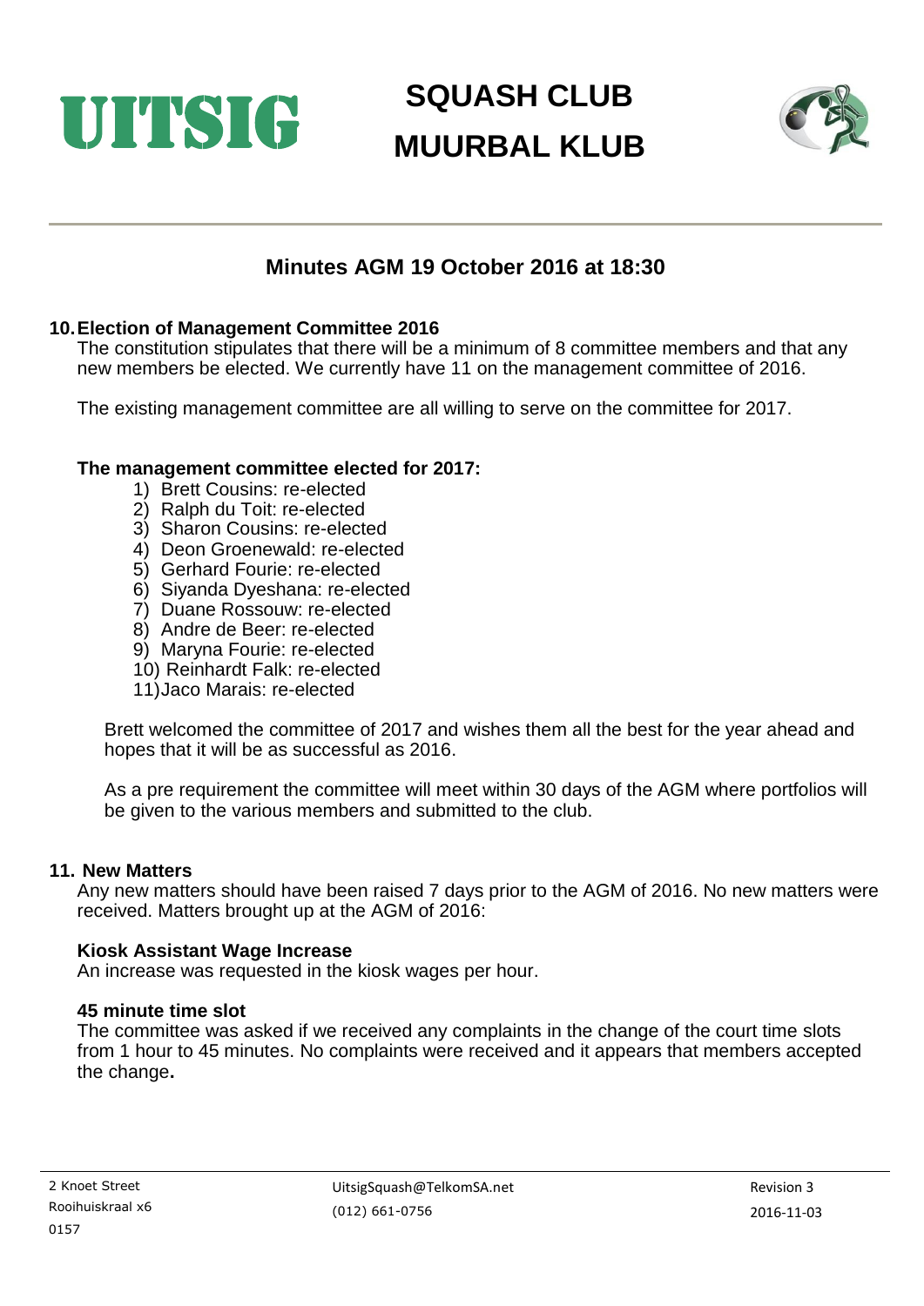# Minutes AGM 19 October 2016 at 18:30

## 10. Election of Management Committee 2016

The constitution stipulates that there will be a minimum of 8 committee members and that any new members be elected. We currently have 11 on the management committee of 2016.

The existing management committee are all willing to serve on the committee for 2017.

### The management committee elected for 2017:

1) Brett Cousins: re-elected
2) Ralph du Toit: re-elected
3) Sharon Cousins: re-elected
4) Deon Groenewald: re-elected
5) Gerhard Fourie: re-elected
6) Siyanda Dyeshana: re-elected
7) Duane Rossouw: re-elected
8) Andre de Beer: re-elected
9) Maryna Fourie: re-elected
10) Reinhardt Falk: re-elected
11) Jaco Marais: re-elected

Brett welcomed the committee of 2017 and wishes them all the best for the year ahead and hopes that it will be as successful as 2016.

As a pre requirement the committee will meet within 30 days of the AGM where portfolios will be given to the various members and submitted to the club.

## 11. New Matters

Any new matters should have been raised 7 days prior to the AGM of 2016. No new matters were received. Matters brought up at the AGM of 2016:

### Kiosk Assistant Wage Increase

An increase was requested in the kiosk wages per hour.

### 45 minute time slot

The committee was asked if we received any complaints in the change of the court time slots from 1 hour to 45 minutes. No complaints were received and it appears that members accepted the change**.**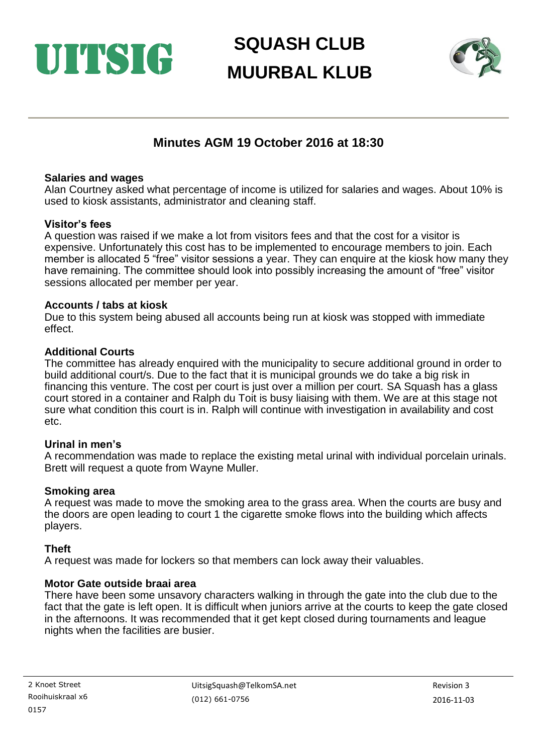# Minutes AGM 19 October 2016 at 18:30

**Salaries and wages**
Alan Courtney asked what percentage of income is utilized for salaries and wages. About 10% is used to kiosk assistants, administrator and cleaning staff.

**Visitor's fees**
A question was raised if we make a lot from visitors fees and that the cost for a visitor is expensive. Unfortunately this cost has to be implemented to encourage members to join. Each member is allocated 5 "free" visitor sessions a year. They can enquire at the kiosk how many they have remaining. The committee should look into possibly increasing the amount of "free" visitor sessions allocated per member per year.

**Accounts / tabs at kiosk**
Due to this system being abused all accounts being run at kiosk was stopped with immediate effect.

**Additional Courts**
The committee has already enquired with the municipality to secure additional ground in order to build additional court/s. Due to the fact that it is municipal grounds we do take a big risk in financing this venture. The cost per court is just over a million per court. SA Squash has a glass court stored in a container and Ralph du Toit is busy liaising with them. We are at this stage not sure what condition this court is in. Ralph will continue with investigation in availability and cost etc.

**Urinal in men's**
A recommendation was made to replace the existing metal urinal with individual porcelain urinals. Brett will request a quote from Wayne Muller.

**Smoking area**
A request was made to move the smoking area to the grass area. When the courts are busy and the doors are open leading to court 1 the cigarette smoke flows into the building which affects players.

**Theft**
A request was made for lockers so that members can lock away their valuables.

**Motor Gate outside braai area**
There have been some unsavory characters walking in through the gate into the club due to the fact that the gate is left open. It is difficult when juniors arrive at the courts to keep the gate closed in the afternoons. It was recommended that it get kept closed during tournaments and league nights when the facilities are busier.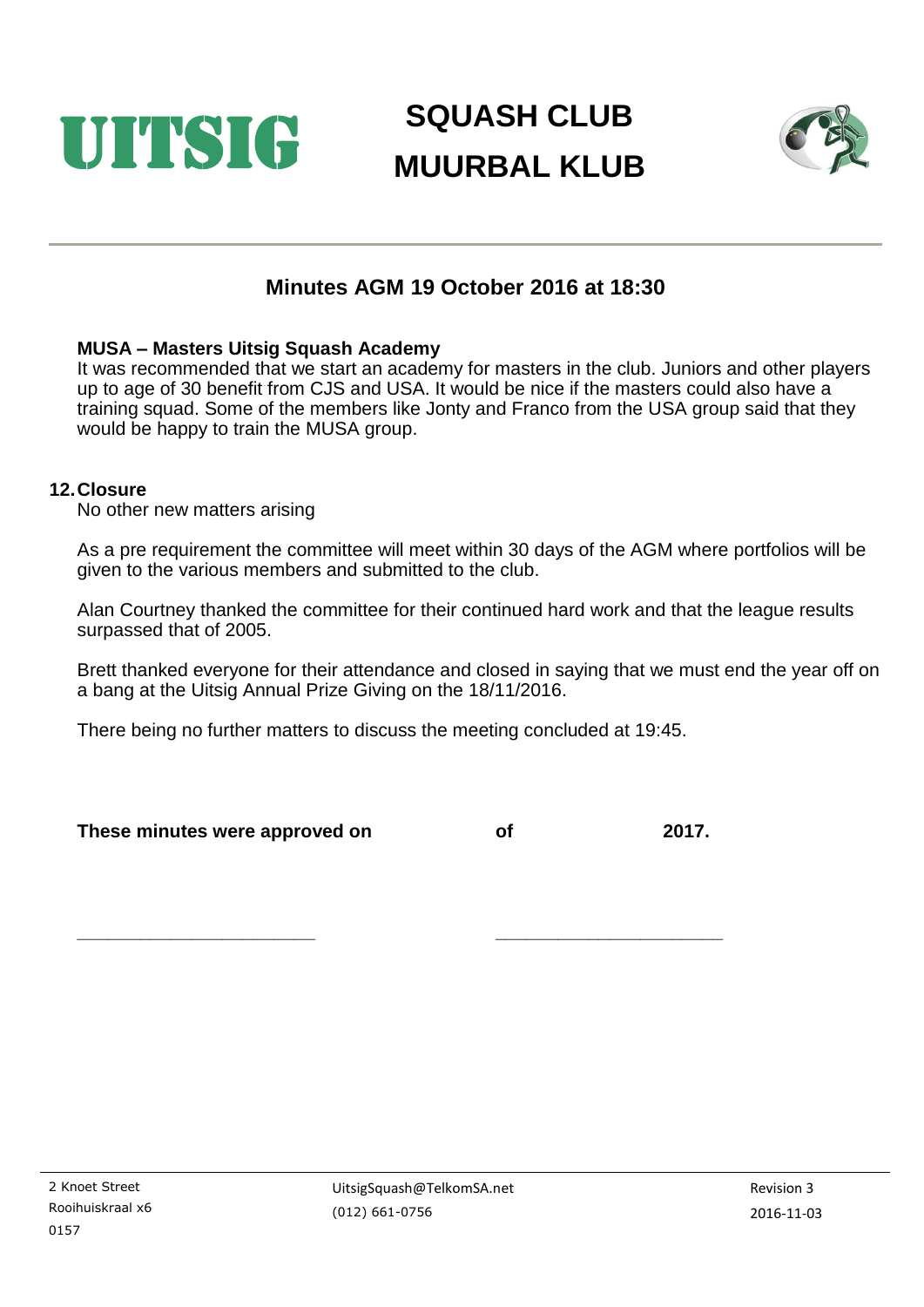**MUSA – Masters Uitsig Squash Academy**

It was recommended that we start an academy for masters in the club. Juniors and other players up to age of 30 benefit from CJS and USA. It would be nice if the masters could also have a training squad. Some of the members like Jonty and Franco from the USA group said that they would be happy to train the MUSA group.

## 12. Closure

No other new matters arising

As a pre requirement the committee will meet within 30 days of the AGM where portfolios will be given to the various members and submitted to the club.

Alan Courtney thanked the committee for their continued hard work and that the league results surpassed that of 2005.

Brett thanked everyone for their attendance and closed in saying that we must end the year off on a bang at the Uitsig Annual Prize Giving on the 18/11/2016.

There being no further matters to discuss the meeting concluded at 19:45.

**These minutes were approved on of 2017.**

\_\_\_\_\_\_\_\_\_\_\_\_\_\_\_\_\_\_\_\_\_\_\_\_ \_\_\_\_\_\_\_\_\_\_\_\_\_\_\_\_\_\_\_\_\_\_\_\_